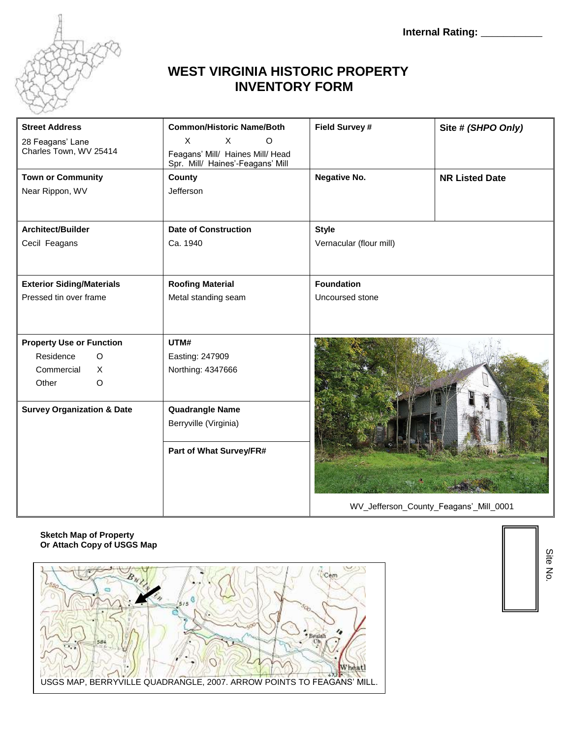Internal Rating: ___________

# WEST VIRGINIA HISTORIC PROPERTY INVENTORY FORM

| **Street Address** | **Common/Historic Name/Both** | **Field Survey #** | **Site # *(SHPO Only)*** |
|---|---|---|---|
| 28 Feagans' Lane<br>Charles Town, WV 25414 | X X O<br>Feagans' Mill/ Haines Mill/ Head Spr. Mill/ Haines'-Feagans' Mill | | |
| **Town or Community** | **County** | **Negative No.** | **NR Listed Date** |
| Near Rippon, WV | Jefferson | | |
| **Architect/Builder** | **Date of Construction** | **Style** | |
| Cecil Feagans | Ca. 1940 | Vernacular (flour mill) | |
| **Exterior Siding/Materials** | **Roofing Material** | **Foundation** | |
| Pressed tin over frame | Metal standing seam | Uncoursed stone | |
| **Property Use or Function** | **UTM#** | | |
| Residence O<br>Commercial X<br>Other O | Easting: 247909<br>Northing: 4347666 | | |
| **Survey Organization & Date** | **Quadrangle Name**<br>Berryville (Virginia) | | |
| | **Part of What Survey/FR#** | WV_Jefferson_County_Feagans'_Mill_0001 | |

**Sketch Map of Property**
**Or Attach Copy of USGS Map**

USGS MAP, BERRYVILLE QUADRANGLE, 2007. ARROW POINTS TO FEAGANS' MILL.

Site No.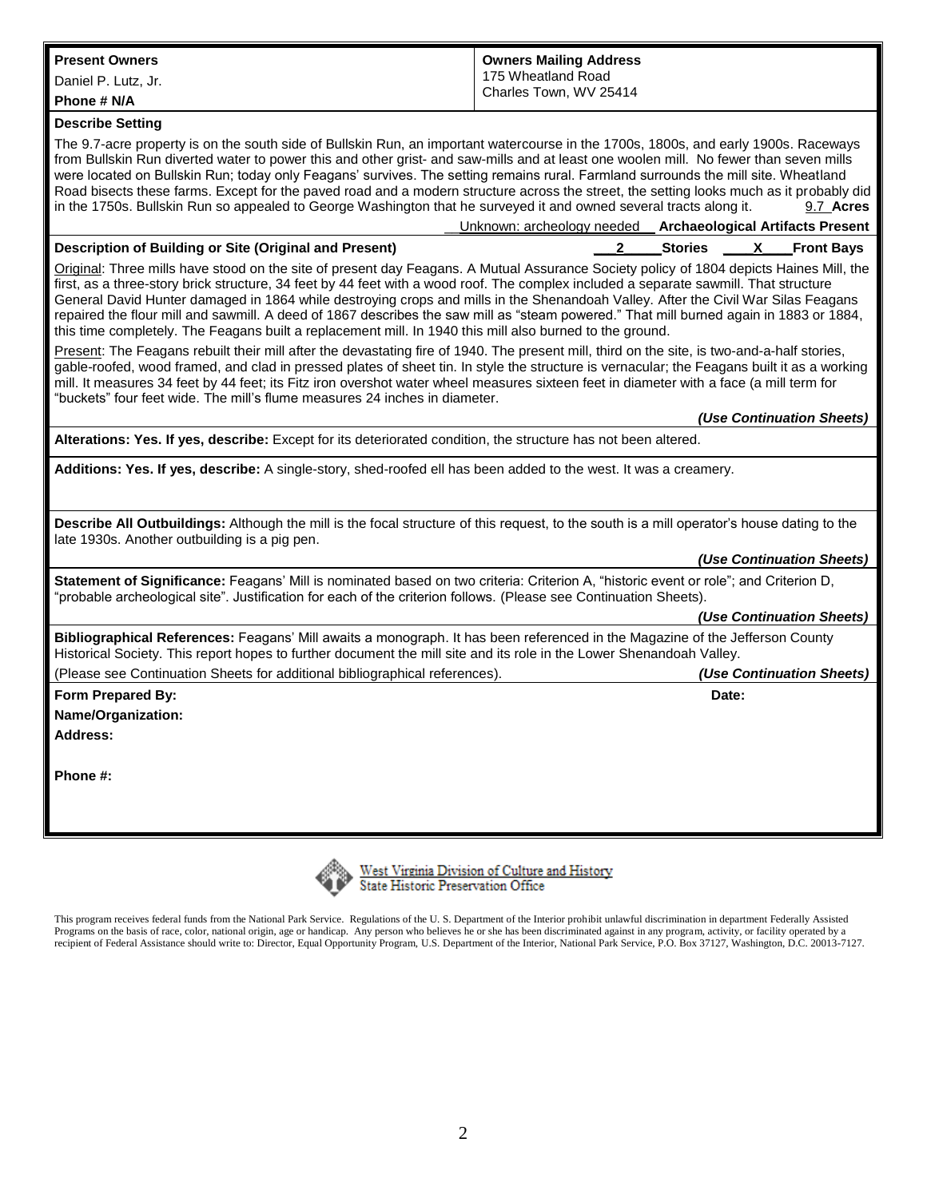**Present Owners**

Daniel P. Lutz, Jr.

**Phone # N/A**

**Owners Mailing Address**

175 Wheatland Road
Charles Town, WV 25414

**Describe Setting**

The 9.7-acre property is on the south side of Bullskin Run, an important watercourse in the 1700s, 1800s, and early 1900s. Raceways from Bullskin Run diverted water to power this and other grist- and saw-mills and at least one woolen mill. No fewer than seven mills were located on Bullskin Run; today only Feagans' survives. The setting remains rural. Farmland surrounds the mill site. Wheatland Road bisects these farms. Except for the paved road and a modern structure across the street, the setting looks much as it probably did in the 1750s. Bullskin Run so appealed to George Washington that he surveyed it and owned several tracts along it. 9.7 **Acres**

Unknown: archeology needed **Archaeological Artifacts Present**

**Description of Building or Site (Original and Present)** 2 **Stories** X **Front Bays**

Original: Three mills have stood on the site of present day Feagans. A Mutual Assurance Society policy of 1804 depicts Haines Mill, the first, as a three-story brick structure, 34 feet by 44 feet with a wood roof. The complex included a separate sawmill. That structure General David Hunter damaged in 1864 while destroying crops and mills in the Shenandoah Valley. After the Civil War Silas Feagans repaired the flour mill and sawmill. A deed of 1867 describes the saw mill as "steam powered." That mill burned again in 1883 or 1884, this time completely. The Feagans built a replacement mill. In 1940 this mill also burned to the ground.

Present: The Feagans rebuilt their mill after the devastating fire of 1940. The present mill, third on the site, is two-and-a-half stories, gable-roofed, wood framed, and clad in pressed plates of sheet tin. In style the structure is vernacular; the Feagans built it as a working mill. It measures 34 feet by 44 feet; its Fitz iron overshot water wheel measures sixteen feet in diameter with a face (a mill term for "buckets" four feet wide. The mill's flume measures 24 inches in diameter.

***(Use Continuation Sheets)***

**Alterations: Yes. If yes, describe:** Except for its deteriorated condition, the structure has not been altered.

**Additions: Yes. If yes, describe:** A single-story, shed-roofed ell has been added to the west. It was a creamery.

**Describe All Outbuildings:** Although the mill is the focal structure of this request, to the south is a mill operator's house dating to the late 1930s. Another outbuilding is a pig pen.

***(Use Continuation Sheets)***

**Statement of Significance:** Feagans' Mill is nominated based on two criteria: Criterion A, "historic event or role"; and Criterion D, "probable archeological site". Justification for each of the criterion follows. (Please see Continuation Sheets).

***(Use Continuation Sheets)***

**Bibliographical References:** Feagans' Mill awaits a monograph. It has been referenced in the Magazine of the Jefferson County Historical Society. This report hopes to further document the mill site and its role in the Lower Shenandoah Valley.

(Please see Continuation Sheets for additional bibliographical references). ***(Use Continuation Sheets)***

**Form Prepared By:** **Date:**

**Name/Organization:**

**Address:**

**Phone #:**

West Virginia Division of Culture and History
State Historic Preservation Office

This program receives federal funds from the National Park Service. Regulations of the U. S. Department of the Interior prohibit unlawful discrimination in department Federally Assisted Programs on the basis of race, color, national origin, age or handicap. Any person who believes he or she has been discriminated against in any program, activity, or facility operated by a recipient of Federal Assistance should write to: Director, Equal Opportunity Program, U.S. Department of the Interior, National Park Service, P.O. Box 37127, Washington, D.C. 20013-7127.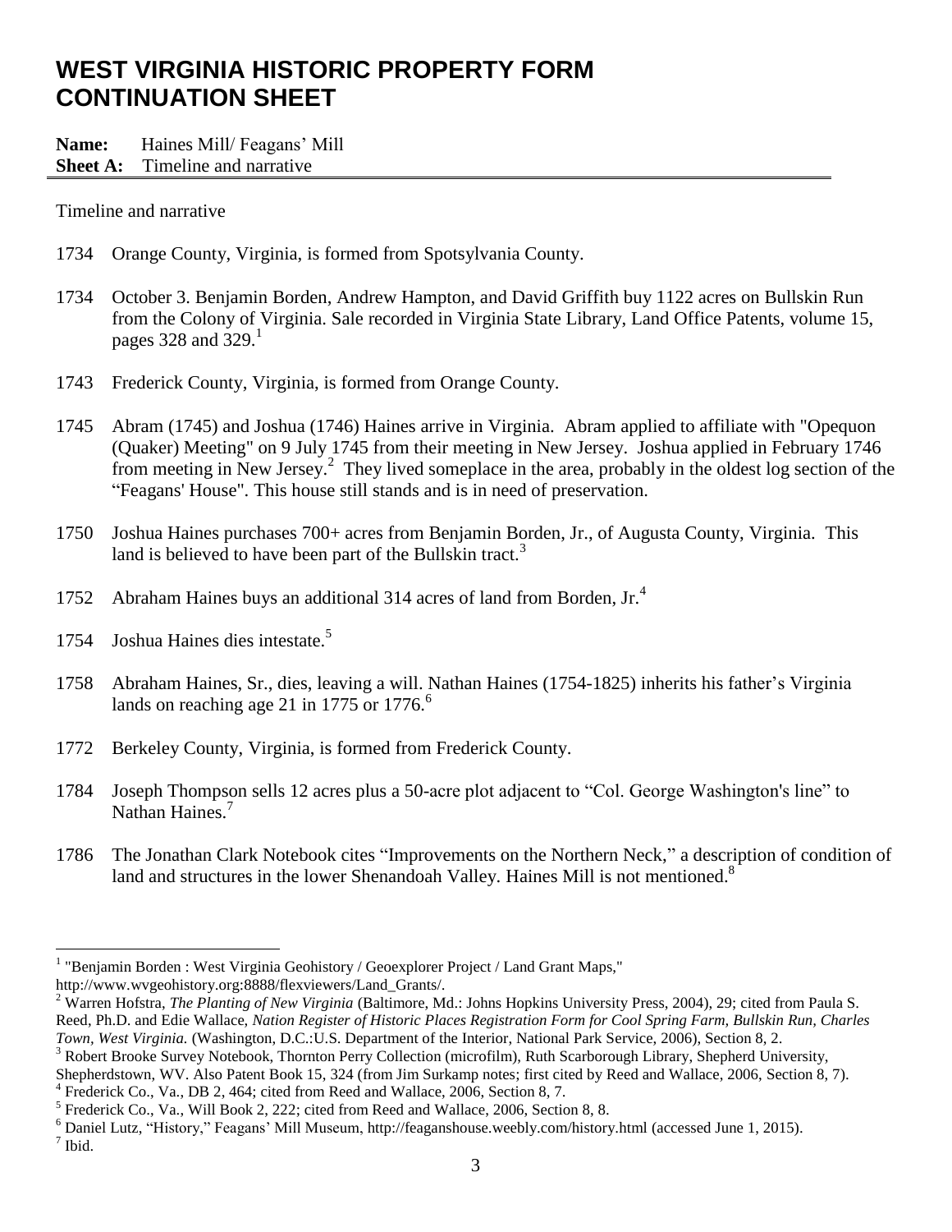# WEST VIRGINIA HISTORIC PROPERTY FORM CONTINUATION SHEET

**Name:** Haines Mill/ Feagans' Mill
**Sheet A:** Timeline and narrative

Timeline and narrative

1734 Orange County, Virginia, is formed from Spotsylvania County.

1734 October 3. Benjamin Borden, Andrew Hampton, and David Griffith buy 1122 acres on Bullskin Run from the Colony of Virginia. Sale recorded in Virginia State Library, Land Office Patents, volume 15, pages 328 and 329.[1]

1743 Frederick County, Virginia, is formed from Orange County.

1745 Abram (1745) and Joshua (1746) Haines arrive in Virginia. Abram applied to affiliate with "Opequon (Quaker) Meeting" on 9 July 1745 from their meeting in New Jersey. Joshua applied in February 1746 from meeting in New Jersey.[2] They lived someplace in the area, probably in the oldest log section of the "Feagans' House". This house still stands and is in need of preservation.

1750 Joshua Haines purchases 700+ acres from Benjamin Borden, Jr., of Augusta County, Virginia. This land is believed to have been part of the Bullskin tract.[3]

1752 Abraham Haines buys an additional 314 acres of land from Borden, Jr.[4]

1754 Joshua Haines dies intestate.[5]

1758 Abraham Haines, Sr., dies, leaving a will. Nathan Haines (1754-1825) inherits his father's Virginia lands on reaching age 21 in 1775 or 1776.[6]

1772 Berkeley County, Virginia, is formed from Frederick County.

1784 Joseph Thompson sells 12 acres plus a 50-acre plot adjacent to "Col. George Washington's line" to Nathan Haines.[7]

1786 The Jonathan Clark Notebook cites "Improvements on the Northern Neck," a description of condition of land and structures in the lower Shenandoah Valley. Haines Mill is not mentioned.[8]

---

[1] "Benjamin Borden : West Virginia Geohistory / Geoexplorer Project / Land Grant Maps," http://www.wvgeohistory.org:8888/flexviewers/Land_Grants/.

[2] Warren Hofstra, *The Planting of New Virginia* (Baltimore, Md.: Johns Hopkins University Press, 2004), 29; cited from Paula S. Reed, Ph.D. and Edie Wallace, *Nation Register of Historic Places Registration Form for Cool Spring Farm, Bullskin Run, Charles Town, West Virginia.* (Washington, D.C.:U.S. Department of the Interior, National Park Service, 2006), Section 8, 2.

[3] Robert Brooke Survey Notebook, Thornton Perry Collection (microfilm), Ruth Scarborough Library, Shepherd University, Shepherdstown, WV. Also Patent Book 15, 324 (from Jim Surkamp notes; first cited by Reed and Wallace, 2006, Section 8, 7).

[4] Frederick Co., Va., DB 2, 464; cited from Reed and Wallace, 2006, Section 8, 7.

[5] Frederick Co., Va., Will Book 2, 222; cited from Reed and Wallace, 2006, Section 8, 8.

[6] Daniel Lutz, "History," Feagans' Mill Museum, http://feaganshouse.weebly.com/history.html (accessed June 1, 2015).

[7] Ibid.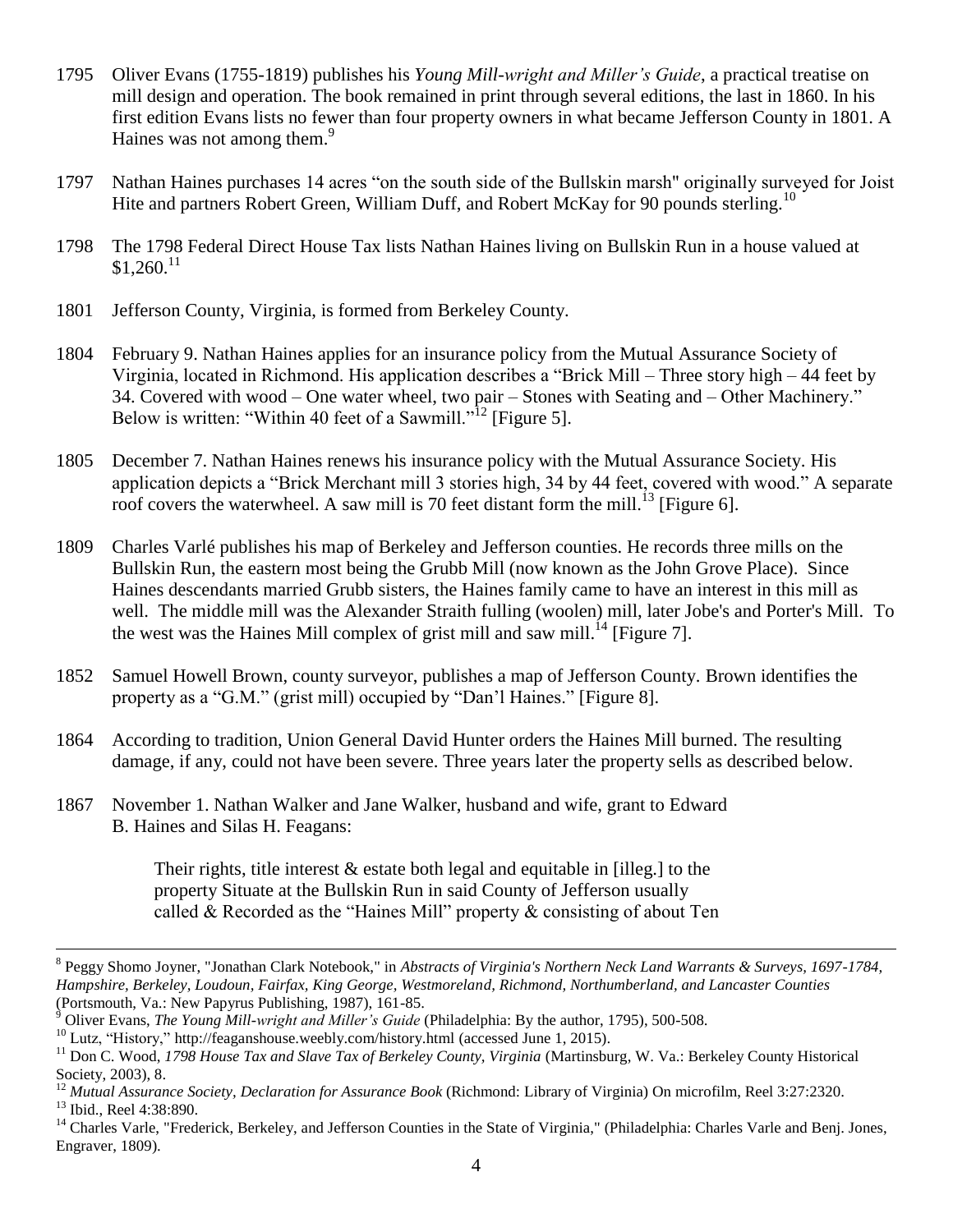1795 Oliver Evans (1755-1819) publishes his *Young Mill-wright and Miller's Guide*, a practical treatise on mill design and operation. The book remained in print through several editions, the last in 1860. In his first edition Evans lists no fewer than four property owners in what became Jefferson County in 1801. A Haines was not among them.[9]

1797 Nathan Haines purchases 14 acres "on the south side of the Bullskin marsh" originally surveyed for Joist Hite and partners Robert Green, William Duff, and Robert McKay for 90 pounds sterling.[10]

1798 The 1798 Federal Direct House Tax lists Nathan Haines living on Bullskin Run in a house valued at $1,260.[11]

1801 Jefferson County, Virginia, is formed from Berkeley County.

1804 February 9. Nathan Haines applies for an insurance policy from the Mutual Assurance Society of Virginia, located in Richmond. His application describes a "Brick Mill – Three story high – 44 feet by 34. Covered with wood – One water wheel, two pair – Stones with Seating and – Other Machinery." Below is written: "Within 40 feet of a Sawmill."[12] [Figure 5].

1805 December 7. Nathan Haines renews his insurance policy with the Mutual Assurance Society. His application depicts a "Brick Merchant mill 3 stories high, 34 by 44 feet, covered with wood." A separate roof covers the waterwheel. A saw mill is 70 feet distant form the mill.[13] [Figure 6].

1809 Charles Varlé publishes his map of Berkeley and Jefferson counties. He records three mills on the Bullskin Run, the eastern most being the Grubb Mill (now known as the John Grove Place). Since Haines descendants married Grubb sisters, the Haines family came to have an interest in this mill as well. The middle mill was the Alexander Straith fulling (woolen) mill, later Jobe's and Porter's Mill. To the west was the Haines Mill complex of grist mill and saw mill.[14] [Figure 7].

1852 Samuel Howell Brown, county surveyor, publishes a map of Jefferson County. Brown identifies the property as a "G.M." (grist mill) occupied by "Dan'l Haines." [Figure 8].

1864 According to tradition, Union General David Hunter orders the Haines Mill burned. The resulting damage, if any, could not have been severe. Three years later the property sells as described below.

1867 November 1. Nathan Walker and Jane Walker, husband and wife, grant to Edward B. Haines and Silas H. Feagans:

> Their rights, title interest & estate both legal and equitable in [illeg.] to the property Situate at the Bullskin Run in said County of Jefferson usually called & Recorded as the "Haines Mill" property & consisting of about Ten

---

[8] Peggy Shomo Joyner, "Jonathan Clark Notebook," in *Abstracts of Virginia's Northern Neck Land Warrants & Surveys, 1697-1784, Hampshire, Berkeley, Loudoun, Fairfax, King George, Westmoreland, Richmond, Northumberland, and Lancaster Counties* (Portsmouth, Va.: New Papyrus Publishing, 1987), 161-85.

[9] Oliver Evans, *The Young Mill-wright and Miller's Guide* (Philadelphia: By the author, 1795), 500-508.

[10] Lutz, "History," http://feaganshouse.weebly.com/history.html (accessed June 1, 2015).

[11] Don C. Wood, *1798 House Tax and Slave Tax of Berkeley County, Virginia* (Martinsburg, W. Va.: Berkeley County Historical Society, 2003), 8.

[12] *Mutual Assurance Society, Declaration for Assurance Book* (Richmond: Library of Virginia) On microfilm, Reel 3:27:2320.

[13] Ibid., Reel 4:38:890.

[14] Charles Varle, "Frederick, Berkeley, and Jefferson Counties in the State of Virginia," (Philadelphia: Charles Varle and Benj. Jones, Engraver, 1809).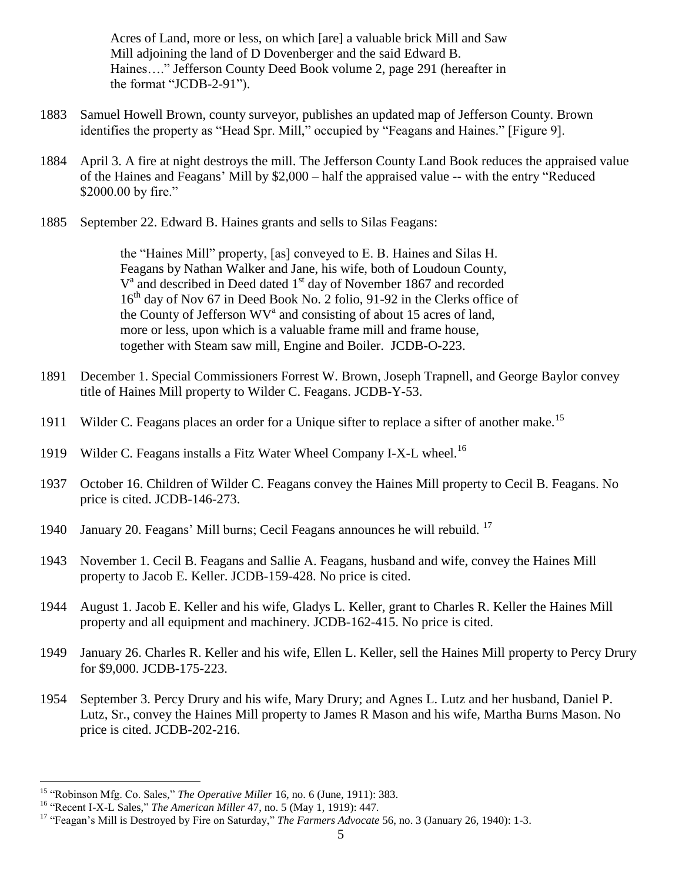> Acres of Land, more or less, on which [are] a valuable brick Mill and Saw Mill adjoining the land of D Dovenberger and the said Edward B. Haines…." Jefferson County Deed Book volume 2, page 291 (hereafter in the format "JCDB-2-91").

1883 Samuel Howell Brown, county surveyor, publishes an updated map of Jefferson County. Brown identifies the property as "Head Spr. Mill," occupied by "Feagans and Haines." [Figure 9].

1884 April 3. A fire at night destroys the mill. The Jefferson County Land Book reduces the appraised value of the Haines and Feagans' Mill by $2,000 – half the appraised value -- with the entry "Reduced $2000.00 by fire."

1885 September 22. Edward B. Haines grants and sells to Silas Feagans:

> the "Haines Mill" property, [as] conveyed to E. B. Haines and Silas H. Feagans by Nathan Walker and Jane, his wife, both of Loudoun County, V[a] and described in Deed dated 1[st] day of November 1867 and recorded 16[th] day of Nov 67 in Deed Book No. 2 folio, 91-92 in the Clerks office of the County of Jefferson WV[a] and consisting of about 15 acres of land, more or less, upon which is a valuable frame mill and frame house, together with Steam saw mill, Engine and Boiler. JCDB-O-223.

1891 December 1. Special Commissioners Forrest W. Brown, Joseph Trapnell, and George Baylor convey title of Haines Mill property to Wilder C. Feagans. JCDB-Y-53.

1911 Wilder C. Feagans places an order for a Unique sifter to replace a sifter of another make.[15]

1919 Wilder C. Feagans installs a Fitz Water Wheel Company I-X-L wheel.[16]

1937 October 16. Children of Wilder C. Feagans convey the Haines Mill property to Cecil B. Feagans. No price is cited. JCDB-146-273.

1940 January 20. Feagans' Mill burns; Cecil Feagans announces he will rebuild.[17]

1943 November 1. Cecil B. Feagans and Sallie A. Feagans, husband and wife, convey the Haines Mill property to Jacob E. Keller. JCDB-159-428. No price is cited.

1944 August 1. Jacob E. Keller and his wife, Gladys L. Keller, grant to Charles R. Keller the Haines Mill property and all equipment and machinery. JCDB-162-415. No price is cited.

1949 January 26. Charles R. Keller and his wife, Ellen L. Keller, sell the Haines Mill property to Percy Drury for $9,000. JCDB-175-223.

1954 September 3. Percy Drury and his wife, Mary Drury; and Agnes L. Lutz and her husband, Daniel P. Lutz, Sr., convey the Haines Mill property to James R Mason and his wife, Martha Burns Mason. No price is cited. JCDB-202-216.

---

[15] "Robinson Mfg. Co. Sales," *The Operative Miller* 16, no. 6 (June, 1911): 383.

[16] "Recent I-X-L Sales," *The American Miller* 47, no. 5 (May 1, 1919): 447.

[17] "Feagan's Mill is Destroyed by Fire on Saturday," *The Farmers Advocate* 56, no. 3 (January 26, 1940): 1-3.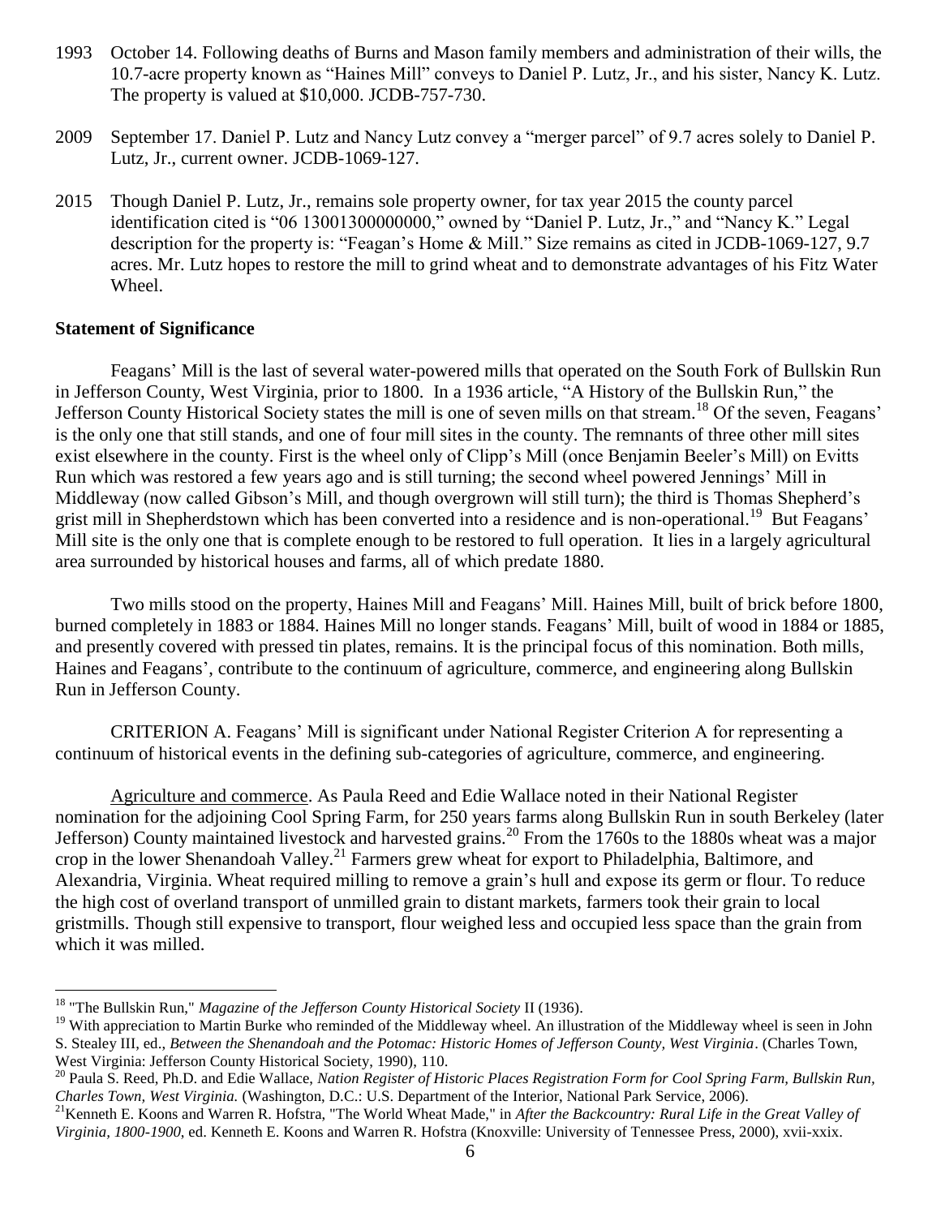1993 October 14. Following deaths of Burns and Mason family members and administration of their wills, the 10.7-acre property known as "Haines Mill" conveys to Daniel P. Lutz, Jr., and his sister, Nancy K. Lutz. The property is valued at $10,000. JCDB-757-730.

2009 September 17. Daniel P. Lutz and Nancy Lutz convey a "merger parcel" of 9.7 acres solely to Daniel P. Lutz, Jr., current owner. JCDB-1069-127.

2015 Though Daniel P. Lutz, Jr., remains sole property owner, for tax year 2015 the county parcel identification cited is "06 13001300000000," owned by "Daniel P. Lutz, Jr.," and "Nancy K." Legal description for the property is: "Feagan's Home & Mill." Size remains as cited in JCDB-1069-127, 9.7 acres. Mr. Lutz hopes to restore the mill to grind wheat and to demonstrate advantages of his Fitz Water Wheel.

**Statement of Significance**

Feagans' Mill is the last of several water-powered mills that operated on the South Fork of Bullskin Run in Jefferson County, West Virginia, prior to 1800. In a 1936 article, "A History of the Bullskin Run," the Jefferson County Historical Society states the mill is one of seven mills on that stream.[18] Of the seven, Feagans' is the only one that still stands, and one of four mill sites in the county. The remnants of three other mill sites exist elsewhere in the county. First is the wheel only of Clipp's Mill (once Benjamin Beeler's Mill) on Evitts Run which was restored a few years ago and is still turning; the second wheel powered Jennings' Mill in Middleway (now called Gibson's Mill, and though overgrown will still turn); the third is Thomas Shepherd's grist mill in Shepherdstown which has been converted into a residence and is non-operational.[19] But Feagans' Mill site is the only one that is complete enough to be restored to full operation. It lies in a largely agricultural area surrounded by historical houses and farms, all of which predate 1880.

Two mills stood on the property, Haines Mill and Feagans' Mill. Haines Mill, built of brick before 1800, burned completely in 1883 or 1884. Haines Mill no longer stands. Feagans' Mill, built of wood in 1884 or 1885, and presently covered with pressed tin plates, remains. It is the principal focus of this nomination. Both mills, Haines and Feagans', contribute to the continuum of agriculture, commerce, and engineering along Bullskin Run in Jefferson County.

CRITERION A. Feagans' Mill is significant under National Register Criterion A for representing a continuum of historical events in the defining sub-categories of agriculture, commerce, and engineering.

<u>Agriculture and commerce</u>. As Paula Reed and Edie Wallace noted in their National Register nomination for the adjoining Cool Spring Farm, for 250 years farms along Bullskin Run in south Berkeley (later Jefferson) County maintained livestock and harvested grains.[20] From the 1760s to the 1880s wheat was a major crop in the lower Shenandoah Valley.[21] Farmers grew wheat for export to Philadelphia, Baltimore, and Alexandria, Virginia. Wheat required milling to remove a grain's hull and expose its germ or flour. To reduce the high cost of overland transport of unmilled grain to distant markets, farmers took their grain to local gristmills. Though still expensive to transport, flour weighed less and occupied less space than the grain from which it was milled.

---

[18] "The Bullskin Run," *Magazine of the Jefferson County Historical Society* II (1936).

[19] With appreciation to Martin Burke who reminded of the Middleway wheel. An illustration of the Middleway wheel is seen in John S. Stealey III, ed., *Between the Shenandoah and the Potomac: Historic Homes of Jefferson County, West Virginia*. (Charles Town, West Virginia: Jefferson County Historical Society, 1990), 110.

[20] Paula S. Reed, Ph.D. and Edie Wallace, *Nation Register of Historic Places Registration Form for Cool Spring Farm, Bullskin Run, Charles Town, West Virginia.* (Washington, D.C.: U.S. Department of the Interior, National Park Service, 2006).

[21] Kenneth E. Koons and Warren R. Hofstra, "The World Wheat Made," in *After the Backcountry: Rural Life in the Great Valley of Virginia, 1800-1900*, ed. Kenneth E. Koons and Warren R. Hofstra (Knoxville: University of Tennessee Press, 2000), xvii-xxix.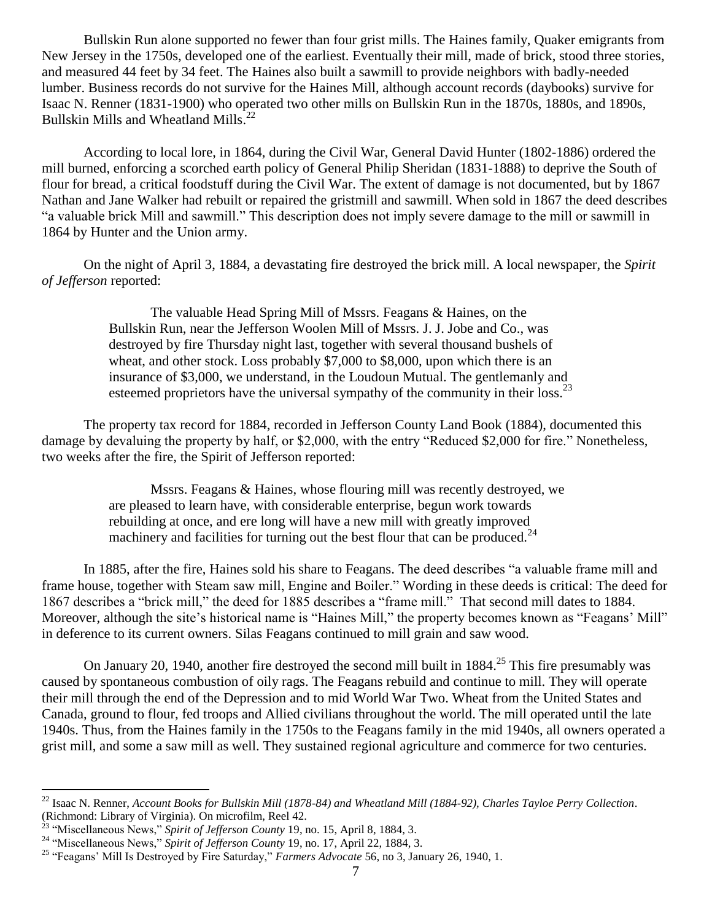Bullskin Run alone supported no fewer than four grist mills. The Haines family, Quaker emigrants from New Jersey in the 1750s, developed one of the earliest. Eventually their mill, made of brick, stood three stories, and measured 44 feet by 34 feet. The Haines also built a sawmill to provide neighbors with badly-needed lumber. Business records do not survive for the Haines Mill, although account records (daybooks) survive for Isaac N. Renner (1831-1900) who operated two other mills on Bullskin Run in the 1870s, 1880s, and 1890s, Bullskin Mills and Wheatland Mills.[22]

According to local lore, in 1864, during the Civil War, General David Hunter (1802-1886) ordered the mill burned, enforcing a scorched earth policy of General Philip Sheridan (1831-1888) to deprive the South of flour for bread, a critical foodstuff during the Civil War. The extent of damage is not documented, but by 1867 Nathan and Jane Walker had rebuilt or repaired the gristmill and sawmill. When sold in 1867 the deed describes "a valuable brick Mill and sawmill." This description does not imply severe damage to the mill or sawmill in 1864 by Hunter and the Union army.

On the night of April 3, 1884, a devastating fire destroyed the brick mill. A local newspaper, the *Spirit of Jefferson* reported:

> The valuable Head Spring Mill of Mssrs. Feagans & Haines, on the Bullskin Run, near the Jefferson Woolen Mill of Mssrs. J. J. Jobe and Co., was destroyed by fire Thursday night last, together with several thousand bushels of wheat, and other stock. Loss probably $7,000 to $8,000, upon which there is an insurance of $3,000, we understand, in the Loudoun Mutual. The gentlemanly and esteemed proprietors have the universal sympathy of the community in their loss.[23]

The property tax record for 1884, recorded in Jefferson County Land Book (1884), documented this damage by devaluing the property by half, or $2,000, with the entry "Reduced $2,000 for fire." Nonetheless, two weeks after the fire, the Spirit of Jefferson reported:

> Mssrs. Feagans & Haines, whose flouring mill was recently destroyed, we are pleased to learn have, with considerable enterprise, begun work towards rebuilding at once, and ere long will have a new mill with greatly improved machinery and facilities for turning out the best flour that can be produced.[24]

In 1885, after the fire, Haines sold his share to Feagans. The deed describes "a valuable frame mill and frame house, together with Steam saw mill, Engine and Boiler." Wording in these deeds is critical: The deed for 1867 describes a "brick mill," the deed for 1885 describes a "frame mill." That second mill dates to 1884. Moreover, although the site's historical name is "Haines Mill," the property becomes known as "Feagans' Mill" in deference to its current owners. Silas Feagans continued to mill grain and saw wood.

On January 20, 1940, another fire destroyed the second mill built in 1884.[25] This fire presumably was caused by spontaneous combustion of oily rags. The Feagans rebuild and continue to mill. They will operate their mill through the end of the Depression and to mid World War Two. Wheat from the United States and Canada, ground to flour, fed troops and Allied civilians throughout the world. The mill operated until the late 1940s. Thus, from the Haines family in the 1750s to the Feagans family in the mid 1940s, all owners operated a grist mill, and some a saw mill as well. They sustained regional agriculture and commerce for two centuries.

---

[22] Isaac N. Renner, *Account Books for Bullskin Mill (1878-84) and Wheatland Mill (1884-92), Charles Tayloe Perry Collection*. (Richmond: Library of Virginia). On microfilm, Reel 42.

[23] "Miscellaneous News," *Spirit of Jefferson County* 19, no. 15, April 8, 1884, 3.

[24] "Miscellaneous News," *Spirit of Jefferson County* 19, no. 17, April 22, 1884, 3.

[25] "Feagans' Mill Is Destroyed by Fire Saturday," *Farmers Advocate* 56, no 3, January 26, 1940, 1.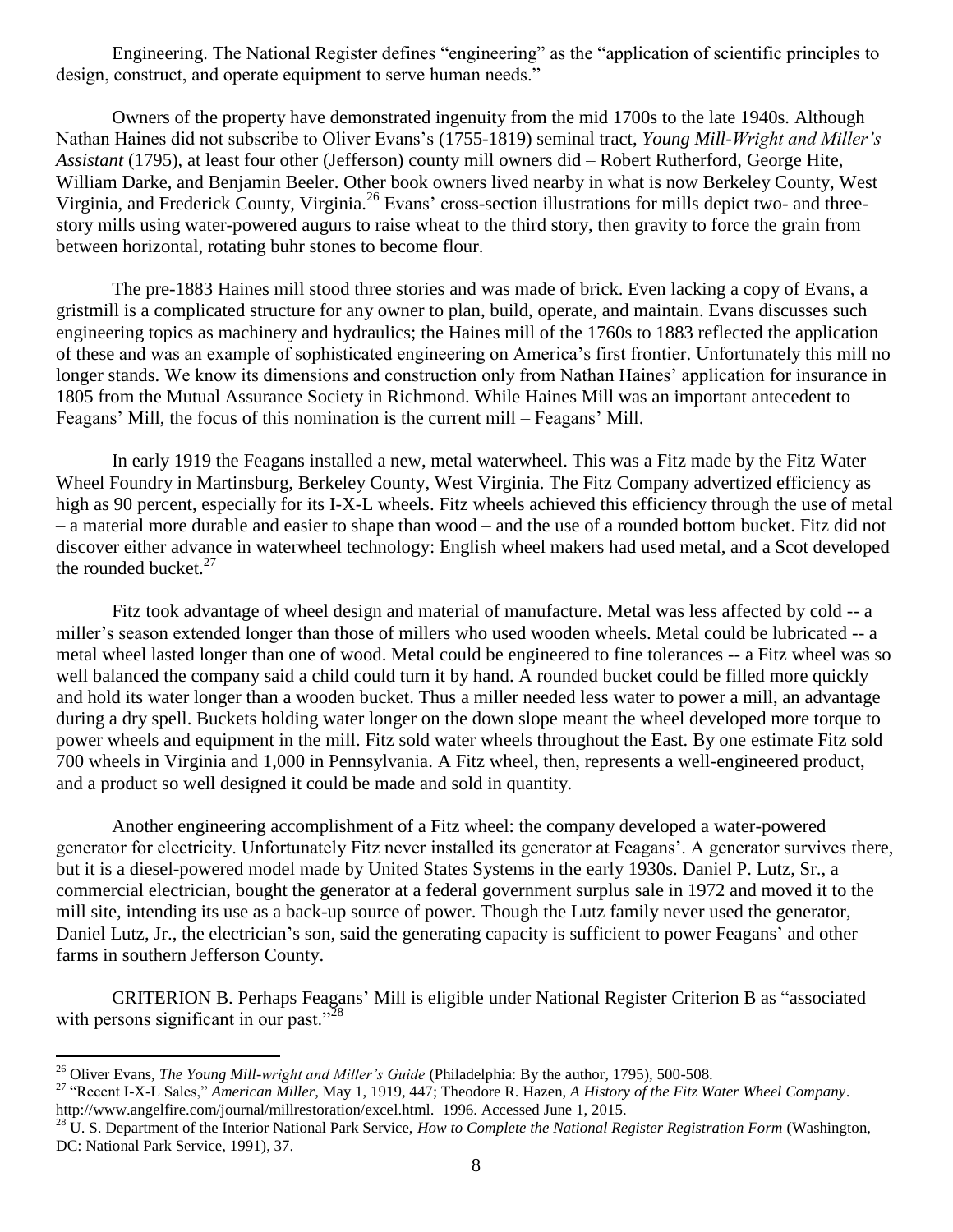Engineering. The National Register defines "engineering" as the "application of scientific principles to design, construct, and operate equipment to serve human needs."

Owners of the property have demonstrated ingenuity from the mid 1700s to the late 1940s. Although Nathan Haines did not subscribe to Oliver Evans's (1755-1819) seminal tract, *Young Mill-Wright and Miller's Assistant* (1795), at least four other (Jefferson) county mill owners did – Robert Rutherford, George Hite, William Darke, and Benjamin Beeler. Other book owners lived nearby in what is now Berkeley County, West Virginia, and Frederick County, Virginia.[26] Evans' cross-section illustrations for mills depict two- and three-story mills using water-powered augurs to raise wheat to the third story, then gravity to force the grain from between horizontal, rotating buhr stones to become flour.

The pre-1883 Haines mill stood three stories and was made of brick. Even lacking a copy of Evans, a gristmill is a complicated structure for any owner to plan, build, operate, and maintain. Evans discusses such engineering topics as machinery and hydraulics; the Haines mill of the 1760s to 1883 reflected the application of these and was an example of sophisticated engineering on America's first frontier. Unfortunately this mill no longer stands. We know its dimensions and construction only from Nathan Haines' application for insurance in 1805 from the Mutual Assurance Society in Richmond. While Haines Mill was an important antecedent to Feagans' Mill, the focus of this nomination is the current mill – Feagans' Mill.

In early 1919 the Feagans installed a new, metal waterwheel. This was a Fitz made by the Fitz Water Wheel Foundry in Martinsburg, Berkeley County, West Virginia. The Fitz Company advertized efficiency as high as 90 percent, especially for its I-X-L wheels. Fitz wheels achieved this efficiency through the use of metal – a material more durable and easier to shape than wood – and the use of a rounded bottom bucket. Fitz did not discover either advance in waterwheel technology: English wheel makers had used metal, and a Scot developed the rounded bucket.[27]

Fitz took advantage of wheel design and material of manufacture. Metal was less affected by cold -- a miller's season extended longer than those of millers who used wooden wheels. Metal could be lubricated -- a metal wheel lasted longer than one of wood. Metal could be engineered to fine tolerances -- a Fitz wheel was so well balanced the company said a child could turn it by hand. A rounded bucket could be filled more quickly and hold its water longer than a wooden bucket. Thus a miller needed less water to power a mill, an advantage during a dry spell. Buckets holding water longer on the down slope meant the wheel developed more torque to power wheels and equipment in the mill. Fitz sold water wheels throughout the East. By one estimate Fitz sold 700 wheels in Virginia and 1,000 in Pennsylvania. A Fitz wheel, then, represents a well-engineered product, and a product so well designed it could be made and sold in quantity.

Another engineering accomplishment of a Fitz wheel: the company developed a water-powered generator for electricity. Unfortunately Fitz never installed its generator at Feagans'. A generator survives there, but it is a diesel-powered model made by United States Systems in the early 1930s. Daniel P. Lutz, Sr., a commercial electrician, bought the generator at a federal government surplus sale in 1972 and moved it to the mill site, intending its use as a back-up source of power. Though the Lutz family never used the generator, Daniel Lutz, Jr., the electrician's son, said the generating capacity is sufficient to power Feagans' and other farms in southern Jefferson County.

CRITERION B. Perhaps Feagans' Mill is eligible under National Register Criterion B as "associated with persons significant in our past."[28]

---

[26] Oliver Evans, *The Young Mill-wright and Miller's Guide* (Philadelphia: By the author, 1795), 500-508.

[27] "Recent I-X-L Sales," *American Miller*, May 1, 1919, 447; Theodore R. Hazen, *A History of the Fitz Water Wheel Company*. http://www.angelfire.com/journal/millrestoration/excel.html. 1996. Accessed June 1, 2015.

[28] U. S. Department of the Interior National Park Service, *How to Complete the National Register Registration Form* (Washington, DC: National Park Service, 1991), 37.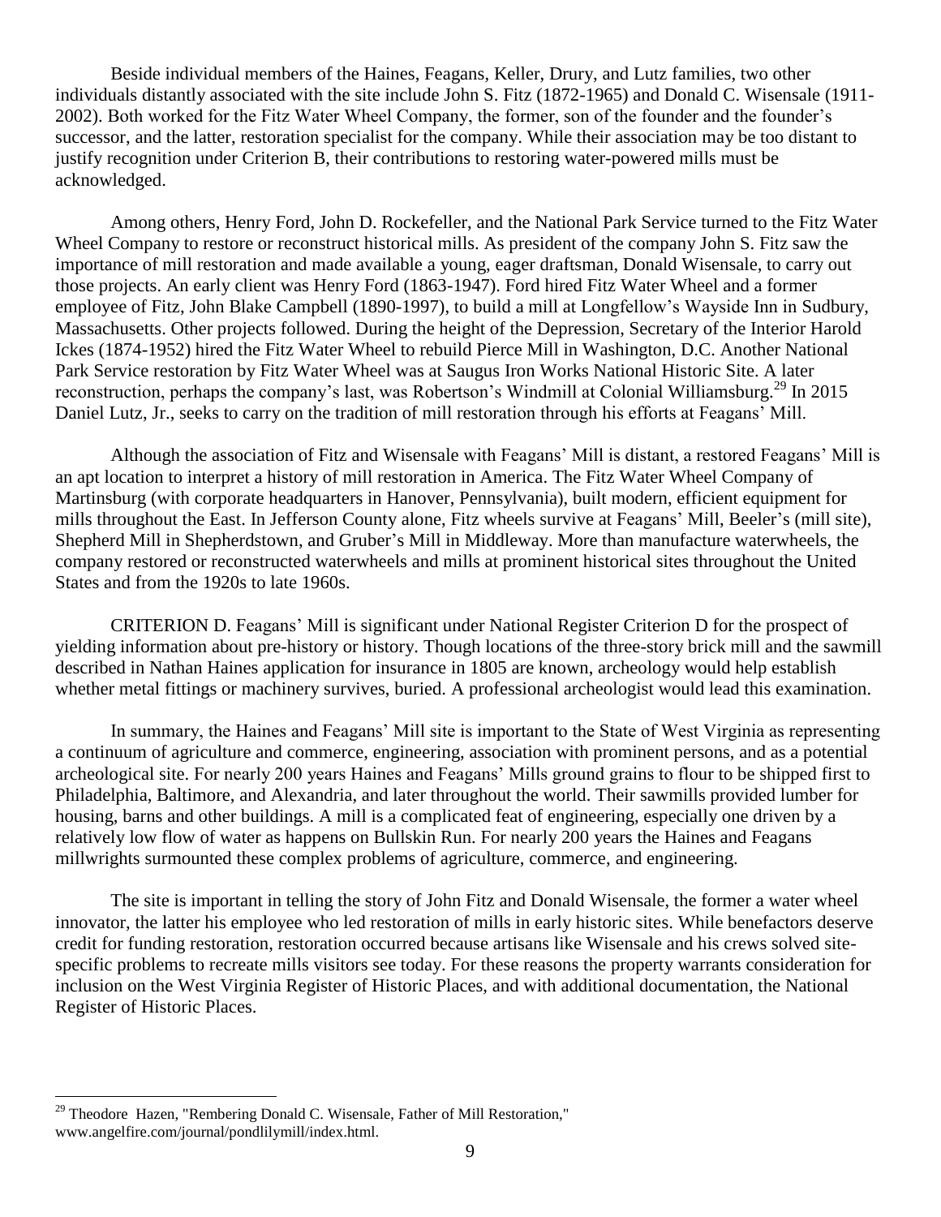Beside individual members of the Haines, Feagans, Keller, Drury, and Lutz families, two other individuals distantly associated with the site include John S. Fitz (1872-1965) and Donald C. Wisensale (1911-2002). Both worked for the Fitz Water Wheel Company, the former, son of the founder and the founder's successor, and the latter, restoration specialist for the company. While their association may be too distant to justify recognition under Criterion B, their contributions to restoring water-powered mills must be acknowledged.

Among others, Henry Ford, John D. Rockefeller, and the National Park Service turned to the Fitz Water Wheel Company to restore or reconstruct historical mills. As president of the company John S. Fitz saw the importance of mill restoration and made available a young, eager draftsman, Donald Wisensale, to carry out those projects. An early client was Henry Ford (1863-1947). Ford hired Fitz Water Wheel and a former employee of Fitz, John Blake Campbell (1890-1997), to build a mill at Longfellow's Wayside Inn in Sudbury, Massachusetts. Other projects followed. During the height of the Depression, Secretary of the Interior Harold Ickes (1874-1952) hired the Fitz Water Wheel to rebuild Pierce Mill in Washington, D.C. Another National Park Service restoration by Fitz Water Wheel was at Saugus Iron Works National Historic Site. A later reconstruction, perhaps the company's last, was Robertson's Windmill at Colonial Williamsburg.[29] In 2015 Daniel Lutz, Jr., seeks to carry on the tradition of mill restoration through his efforts at Feagans' Mill.

Although the association of Fitz and Wisensale with Feagans' Mill is distant, a restored Feagans' Mill is an apt location to interpret a history of mill restoration in America. The Fitz Water Wheel Company of Martinsburg (with corporate headquarters in Hanover, Pennsylvania), built modern, efficient equipment for mills throughout the East. In Jefferson County alone, Fitz wheels survive at Feagans' Mill, Beeler's (mill site), Shepherd Mill in Shepherdstown, and Gruber's Mill in Middleway. More than manufacture waterwheels, the company restored or reconstructed waterwheels and mills at prominent historical sites throughout the United States and from the 1920s to late 1960s.

CRITERION D. Feagans' Mill is significant under National Register Criterion D for the prospect of yielding information about pre-history or history. Though locations of the three-story brick mill and the sawmill described in Nathan Haines application for insurance in 1805 are known, archeology would help establish whether metal fittings or machinery survives, buried. A professional archeologist would lead this examination.

In summary, the Haines and Feagans' Mill site is important to the State of West Virginia as representing a continuum of agriculture and commerce, engineering, association with prominent persons, and as a potential archeological site. For nearly 200 years Haines and Feagans' Mills ground grains to flour to be shipped first to Philadelphia, Baltimore, and Alexandria, and later throughout the world. Their sawmills provided lumber for housing, barns and other buildings. A mill is a complicated feat of engineering, especially one driven by a relatively low flow of water as happens on Bullskin Run. For nearly 200 years the Haines and Feagans millwrights surmounted these complex problems of agriculture, commerce, and engineering.

The site is important in telling the story of John Fitz and Donald Wisensale, the former a water wheel innovator, the latter his employee who led restoration of mills in early historic sites. While benefactors deserve credit for funding restoration, restoration occurred because artisans like Wisensale and his crews solved site-specific problems to recreate mills visitors see today. For these reasons the property warrants consideration for inclusion on the West Virginia Register of Historic Places, and with additional documentation, the National Register of Historic Places.

---

[29] Theodore Hazen, "Rembering Donald C. Wisensale, Father of Mill Restoration," www.angelfire.com/journal/pondlilymill/index.html.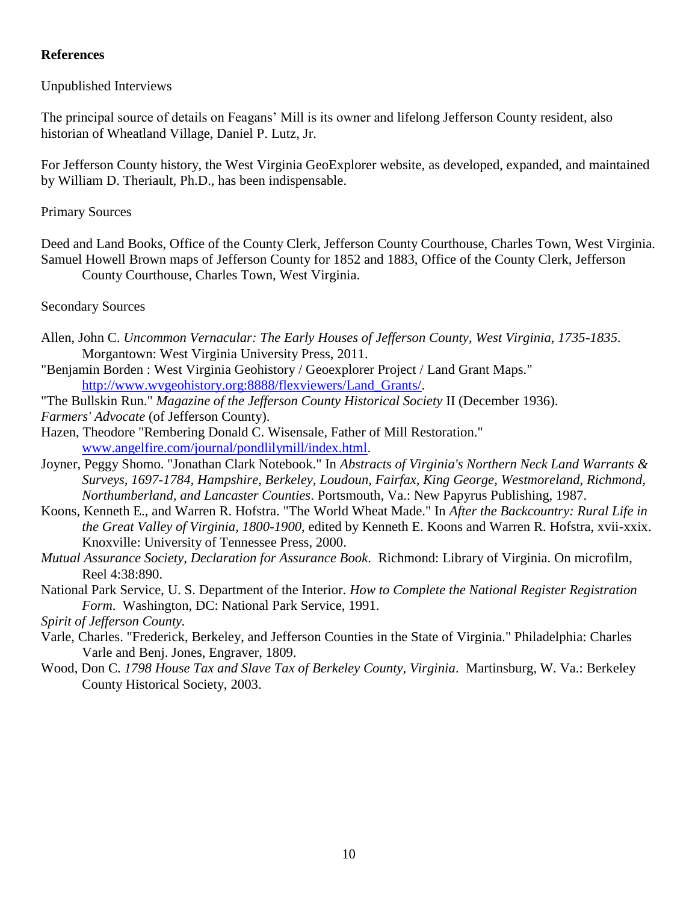**References**

Unpublished Interviews

The principal source of details on Feagans' Mill is its owner and lifelong Jefferson County resident, also historian of Wheatland Village, Daniel P. Lutz, Jr.

For Jefferson County history, the West Virginia GeoExplorer website, as developed, expanded, and maintained by William D. Theriault, Ph.D., has been indispensable.

Primary Sources

Deed and Land Books, Office of the County Clerk, Jefferson County Courthouse, Charles Town, West Virginia.

Samuel Howell Brown maps of Jefferson County for 1852 and 1883, Office of the County Clerk, Jefferson County Courthouse, Charles Town, West Virginia.

Secondary Sources

Allen, John C. *Uncommon Vernacular: The Early Houses of Jefferson County, West Virginia, 1735-1835*. Morgantown: West Virginia University Press, 2011.

"Benjamin Borden : West Virginia Geohistory / Geoexplorer Project / Land Grant Maps." http://www.wvgeohistory.org:8888/flexviewers/Land_Grants/.

"The Bullskin Run." *Magazine of the Jefferson County Historical Society* II (December 1936).

*Farmers' Advocate* (of Jefferson County).

Hazen, Theodore "Rembering Donald C. Wisensale, Father of Mill Restoration." www.angelfire.com/journal/pondlilymill/index.html.

Joyner, Peggy Shomo. "Jonathan Clark Notebook." In *Abstracts of Virginia's Northern Neck Land Warrants & Surveys, 1697-1784, Hampshire, Berkeley, Loudoun, Fairfax, King George, Westmoreland, Richmond, Northumberland, and Lancaster Counties*. Portsmouth, Va.: New Papyrus Publishing, 1987.

Koons, Kenneth E., and Warren R. Hofstra. "The World Wheat Made." In *After the Backcountry: Rural Life in the Great Valley of Virginia, 1800-1900*, edited by Kenneth E. Koons and Warren R. Hofstra, xvii-xxix. Knoxville: University of Tennessee Press, 2000.

*Mutual Assurance Society, Declaration for Assurance Book*. Richmond: Library of Virginia. On microfilm, Reel 4:38:890.

National Park Service, U. S. Department of the Interior. *How to Complete the National Register Registration Form*. Washington, DC: National Park Service, 1991.

*Spirit of Jefferson County.*

Varle, Charles. "Frederick, Berkeley, and Jefferson Counties in the State of Virginia." Philadelphia: Charles Varle and Benj. Jones, Engraver, 1809.

Wood, Don C. *1798 House Tax and Slave Tax of Berkeley County, Virginia*. Martinsburg, W. Va.: Berkeley County Historical Society, 2003.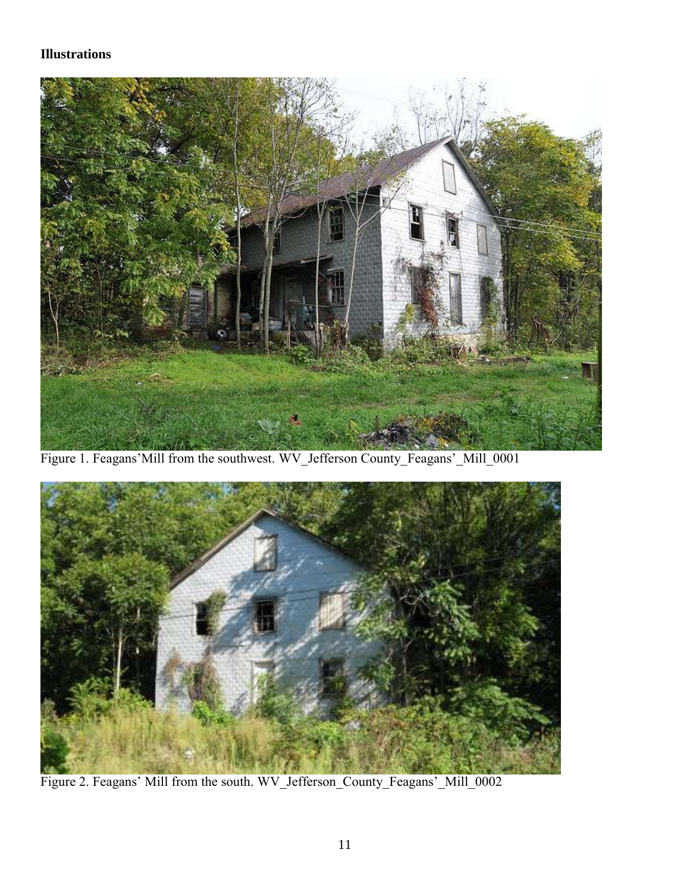**Illustrations**

Figure 1. Feagans'Mill from the southwest. WV_Jefferson County_Feagans'_Mill_0001

Figure 2. Feagans' Mill from the south. WV_Jefferson_County_Feagans'_Mill_0002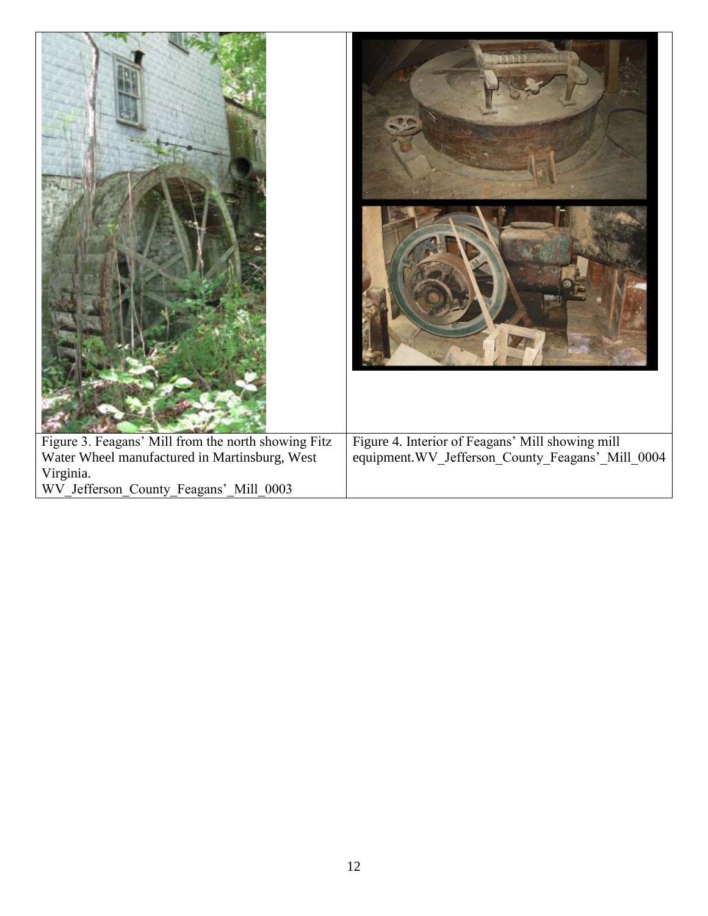| Figure 3. Feagans' Mill from the north showing Fitz Water Wheel manufactured in Martinsburg, West Virginia. WV_Jefferson_County_Feagans'_Mill_0003 | Figure 4. Interior of Feagans' Mill showing mill equipment.WV_Jefferson_County_Feagans'_Mill_0004 |
| --- | --- |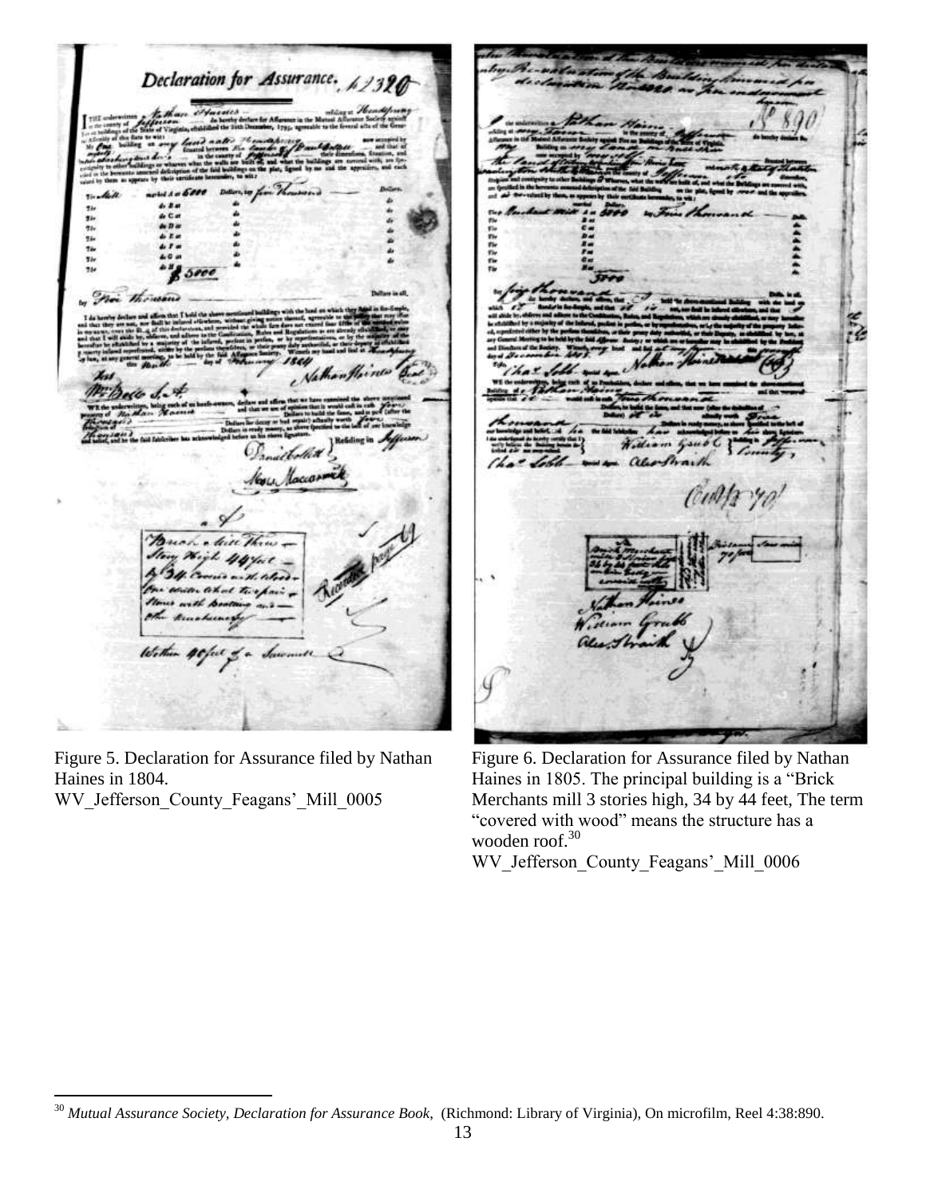Figure 5. Declaration for Assurance filed by Nathan Haines in 1804.
WV_Jefferson_County_Feagans'_Mill_0005

Figure 6. Declaration for Assurance filed by Nathan Haines in 1805. The principal building is a "Brick Merchants mill 3 stories high, 34 by 44 feet, The term "covered with wood" means the structure has a wooden roof.[30]
WV_Jefferson_County_Feagans'_Mill_0006

[30] *Mutual Assurance Society, Declaration for Assurance Book,* (Richmond: Library of Virginia), On microfilm, Reel 4:38:890.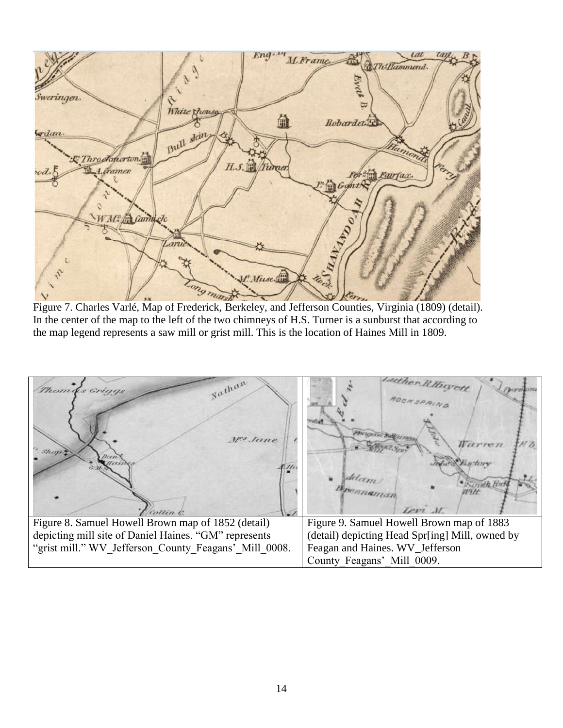Figure 7. Charles Varlé, Map of Frederick, Berkeley, and Jefferson Counties, Virginia (1809) (detail). In the center of the map to the left of the two chimneys of H.S. Turner is a sunburst that according to the map legend represents a saw mill or grist mill. This is the location of Haines Mill in 1809.

| | |
|---|---|
| Figure 8. Samuel Howell Brown map of 1852 (detail) depicting mill site of Daniel Haines. "GM" represents "grist mill." WV_Jefferson_County_Feagans'_Mill_0008. | Figure 9. Samuel Howell Brown map of 1883 (detail) depicting Head Spr[ing] Mill, owned by Feagan and Haines. WV_Jefferson County_Feagans'_Mill_0009. |